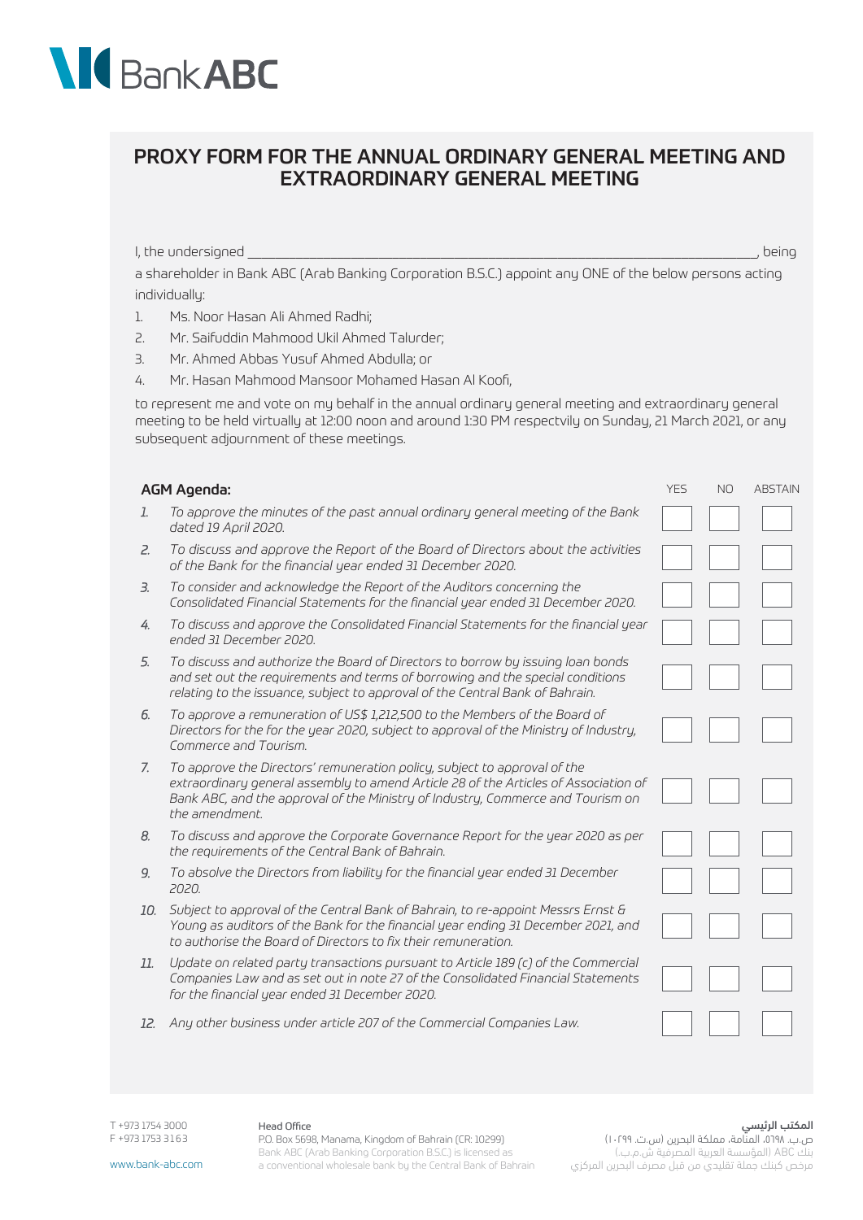# PROXY FORM FOR THE ANNUAL ORDINARY GENERAL MEETING AND EXTRAORDINARY GENERAL MEETING

I, the undersigned ______________________________________________________________, being a shareholder in Bank ABC (Arab Banking Corporation B.S.C.) appoint any ONE of the below persons acting individually:

1. Ms. Noor Hasan Ali Ahmed Radhi;
2. Mr. Saifuddin Mahmood Ukil Ahmed Talurder;
3. Mr. Ahmed Abbas Yusuf Ahmed Abdulla; or
4. Mr. Hasan Mahmood Mansoor Mohamed Hasan Al Koofi,

to represent me and vote on my behalf in the annual ordinary general meeting and extraordinary general meeting to be held virtually at 12:00 noon and around 1:30 PM respectvily on Sunday, 21 March 2021, or any subsequent adjournment of these meetings.

| | **AGM Agenda:** | YES | NO | ABSTAIN |
|---|---|---|---|---|
| *1.* | *To approve the minutes of the past annual ordinary general meeting of the Bank dated 19 April 2020.* | ☐ | ☐ | ☐ |
| *2.* | *To discuss and approve the Report of the Board of Directors about the activities of the Bank for the financial year ended 31 December 2020.* | ☐ | ☐ | ☐ |
| *3.* | *To consider and acknowledge the Report of the Auditors concerning the Consolidated Financial Statements for the financial year ended 31 December 2020.* | ☐ | ☐ | ☐ |
| *4.* | *To discuss and approve the Consolidated Financial Statements for the financial year ended 31 December 2020.* | ☐ | ☐ | ☐ |
| *5.* | *To discuss and authorize the Board of Directors to borrow by issuing loan bonds and set out the requirements and terms of borrowing and the special conditions relating to the issuance, subject to approval of the Central Bank of Bahrain.* | ☐ | ☐ | ☐ |
| *6.* | *To approve a remuneration of US$ 1,212,500 to the Members of the Board of Directors for the for the year 2020, subject to approval of the Ministry of Industry, Commerce and Tourism.* | ☐ | ☐ | ☐ |
| *7.* | *To approve the Directors' remuneration policy, subject to approval of the extraordinary general assembly to amend Article 28 of the Articles of Association of Bank ABC, and the approval of the Ministry of Industry, Commerce and Tourism on the amendment.* | ☐ | ☐ | ☐ |
| *8.* | *To discuss and approve the Corporate Governance Report for the year 2020 as per the requirements of the Central Bank of Bahrain.* | ☐ | ☐ | ☐ |
| *9.* | *To absolve the Directors from liability for the financial year ended 31 December 2020.* | ☐ | ☐ | ☐ |
| *10.* | *Subject to approval of the Central Bank of Bahrain, to re-appoint Messrs Ernst & Young as auditors of the Bank for the financial year ending 31 December 2021, and to authorise the Board of Directors to fix their remuneration.* | ☐ | ☐ | ☐ |
| *11.* | *Update on related party transactions pursuant to Article 189 (c) of the Commercial Companies Law and as set out in note 27 of the Consolidated Financial Statements for the financial year ended 31 December 2020.* | ☐ | ☐ | ☐ |
| *12.* | *Any other business under article 207 of the Commercial Companies Law.* | ☐ | ☐ | ☐ |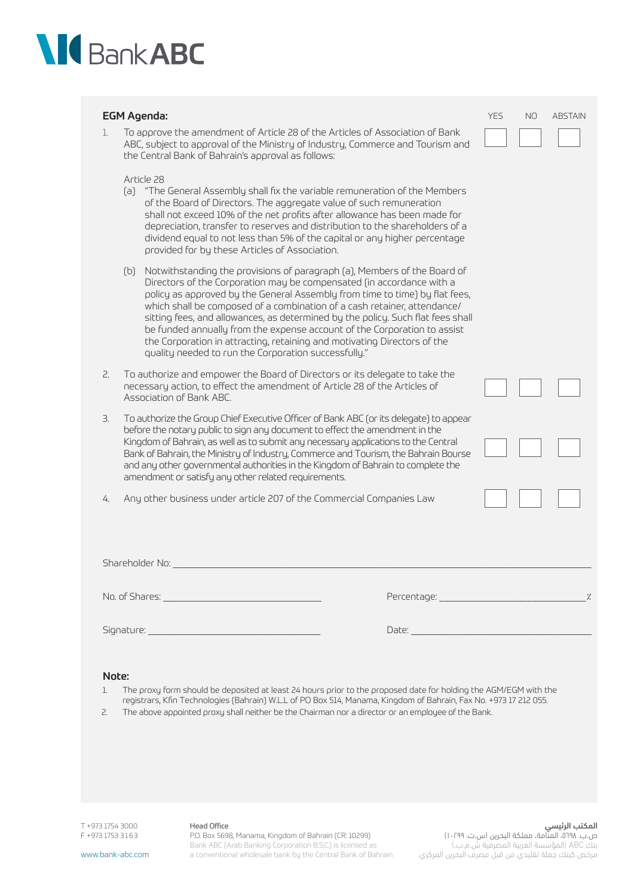**EGM Agenda:**

| | | YES | NO | ABSTAIN |
|---|---|---|---|---|
| 1. | To approve the amendment of Article 28 of the Articles of Association of Bank ABC, subject to approval of the Ministry of Industry, Commerce and Tourism and the Central Bank of Bahrain's approval as follows: | ☐ | ☐ | ☐ |

Article 28

(a) "The General Assembly shall fix the variable remuneration of the Members of the Board of Directors. The aggregate value of such remuneration shall not exceed 10% of the net profits after allowance has been made for depreciation, transfer to reserves and distribution to the shareholders of a dividend equal to not less than 5% of the capital or any higher percentage provided for by these Articles of Association.

(b) Notwithstanding the provisions of paragraph (a), Members of the Board of Directors of the Corporation may be compensated (in accordance with a policy as approved by the General Assembly from time to time) by flat fees, which shall be composed of a combination of a cash retainer, attendance/ sitting fees, and allowances, as determined by the policy. Such flat fees shall be funded annually from the expense account of the Corporation to assist the Corporation in attracting, retaining and motivating Directors of the quality needed to run the Corporation successfully."

| | | YES | NO | ABSTAIN |
|---|---|---|---|---|
| 2. | To authorize and empower the Board of Directors or its delegate to take the necessary action, to effect the amendment of Article 28 of the Articles of Association of Bank ABC. | ☐ | ☐ | ☐ |
| 3. | To authorize the Group Chief Executive Officer of Bank ABC (or its delegate) to appear before the notary public to sign any document to effect the amendment in the Kingdom of Bahrain, as well as to submit any necessary applications to the Central Bank of Bahrain, the Ministry of Industry, Commerce and Tourism, the Bahrain Bourse and any other governmental authorities in the Kingdom of Bahrain to complete the amendment or satisfy any other related requirements. | ☐ | ☐ | ☐ |
| 4. | Any other business under article 207 of the Commercial Companies Law | ☐ | ☐ | ☐ |

Shareholder No: ____________________

No. of Shares: ____________________ Percentage: ____________________%

Signature: ____________________ Date: ____________________

**Note:**

1. The proxy form should be deposited at least 24 hours prior to the proposed date for holding the AGM/EGM with the registrars, Kfin Technologies (Bahrain) W.L.L of PO Box 514, Manama, Kingdom of Bahrain, Fax No. +973 17 212 055.
2. The above appointed proxy shall neither be the Chairman nor a director or an employee of the Bank.